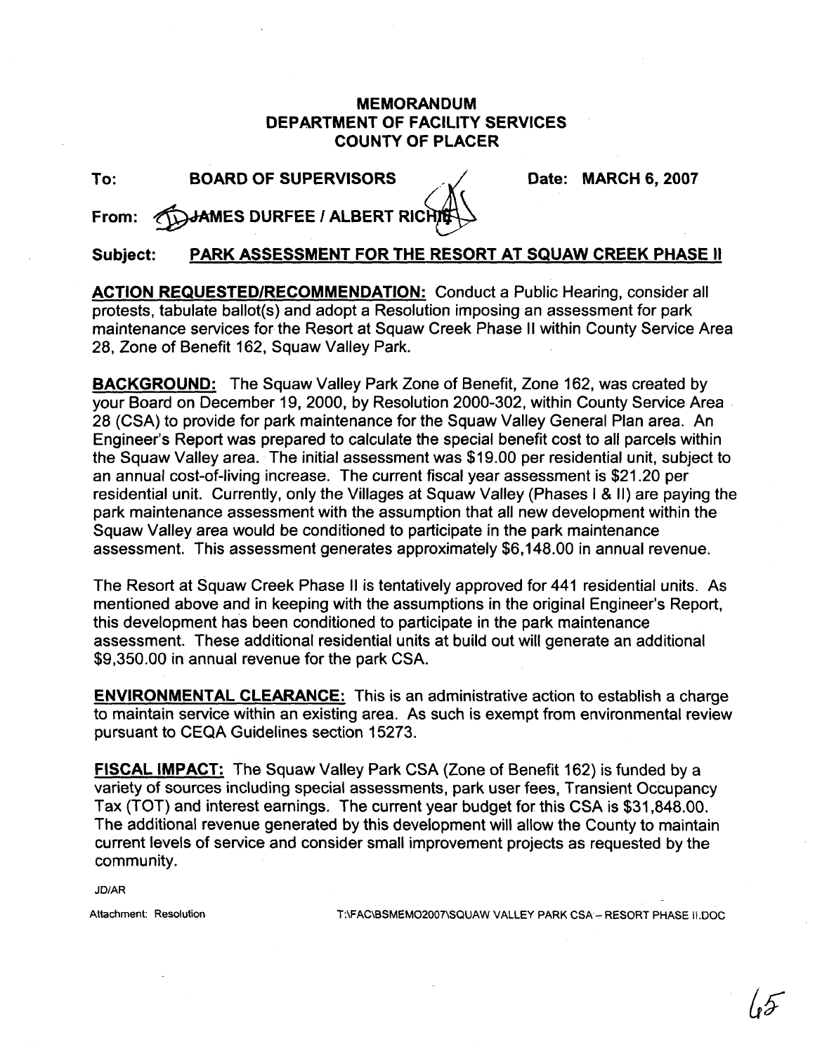# MEMORANDUM
# DEPARTMENT OF FACILITY SERVICES
# COUNTY OF PLACER

**To:** **BOARD OF SUPERVISORS** **Date: MARCH 6, 2007**

**From:** **JAMES DURFEE / ALBERT RICHIE**

**Subject:** **PARK ASSESSMENT FOR THE RESORT AT SQUAW CREEK PHASE II**

**ACTION REQUESTED/RECOMMENDATION:** Conduct a Public Hearing, consider all protests, tabulate ballot(s) and adopt a Resolution imposing an assessment for park maintenance services for the Resort at Squaw Creek Phase II within County Service Area 28, Zone of Benefit 162, Squaw Valley Park.

**BACKGROUND:** The Squaw Valley Park Zone of Benefit, Zone 162, was created by your Board on December 19, 2000, by Resolution 2000-302, within County Service Area 28 (CSA) to provide for park maintenance for the Squaw Valley General Plan area. An Engineer's Report was prepared to calculate the special benefit cost to all parcels within the Squaw Valley area. The initial assessment was $19.00 per residential unit, subject to an annual cost-of-living increase. The current fiscal year assessment is $21.20 per residential unit. Currently, only the Villages at Squaw Valley (Phases I & II) are paying the park maintenance assessment with the assumption that all new development within the Squaw Valley area would be conditioned to participate in the park maintenance assessment. This assessment generates approximately $6,148.00 in annual revenue.

The Resort at Squaw Creek Phase II is tentatively approved for 441 residential units. As mentioned above and in keeping with the assumptions in the original Engineer's Report, this development has been conditioned to participate in the park maintenance assessment. These additional residential units at build out will generate an additional $9,350.00 in annual revenue for the park CSA.

**ENVIRONMENTAL CLEARANCE:** This is an administrative action to establish a charge to maintain service within an existing area. As such is exempt from environmental review pursuant to CEQA Guidelines section 15273.

**FISCAL IMPACT:** The Squaw Valley Park CSA (Zone of Benefit 162) is funded by a variety of sources including special assessments, park user fees, Transient Occupancy Tax (TOT) and interest earnings. The current year budget for this CSA is $31,848.00. The additional revenue generated by this development will allow the County to maintain current levels of service and consider small improvement projects as requested by the community.

JD/AR

Attachment: Resolution

T:\FAC\BSMEMO2007\SQUAW VALLEY PARK CSA – RESORT PHASE II.DOC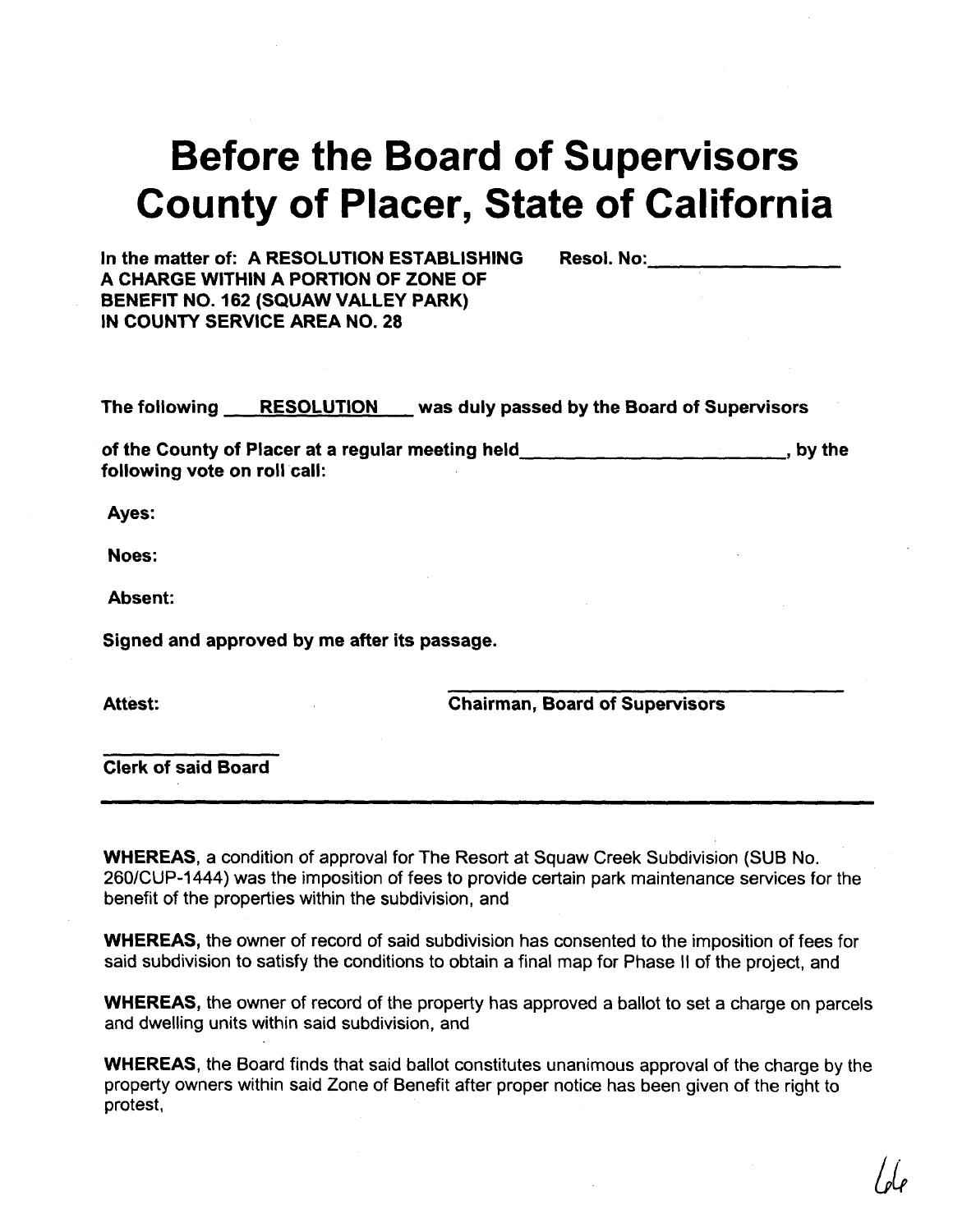# Before the Board of Supervisors County of Placer, State of California

**In the matter of: A RESOLUTION ESTABLISHING A CHARGE WITHIN A PORTION OF ZONE OF BENEFIT NO. 162 (SQUAW VALLEY PARK) IN COUNTY SERVICE AREA NO. 28**

**Resol. No:\_\_\_\_\_\_\_\_\_\_\_\_\_\_\_\_**

**The following \_\_\_RESOLUTION\_\_\_ was duly passed by the Board of Supervisors**

**of the County of Placer at a regular meeting held\_\_\_\_\_\_\_\_\_\_\_\_\_\_\_\_\_\_\_\_\_\_\_\_, by the following vote on roll call:**

**Ayes:**

**Noes:**

**Absent:**

**Signed and approved by me after its passage.**

**Attest:**

\_\_\_\_\_\_\_\_\_\_\_\_\_\_\_\_\_\_\_\_\_\_\_\_\_\_\_\_\_\_\_\_\_\_\_\_\_\_

**Chairman, Board of Supervisors**

\_\_\_\_\_\_\_\_\_\_\_\_\_\_\_\_

**Clerk of said Board**

---

**WHEREAS,** a condition of approval for The Resort at Squaw Creek Subdivision (SUB No. 260/CUP-1444) was the imposition of fees to provide certain park maintenance services for the benefit of the properties within the subdivision, and

**WHEREAS,** the owner of record of said subdivision has consented to the imposition of fees for said subdivision to satisfy the conditions to obtain a final map for Phase II of the project, and

**WHEREAS,** the owner of record of the property has approved a ballot to set a charge on parcels and dwelling units within said subdivision, and

**WHEREAS,** the Board finds that said ballot constitutes unanimous approval of the charge by the property owners within said Zone of Benefit after proper notice has been given of the right to protest,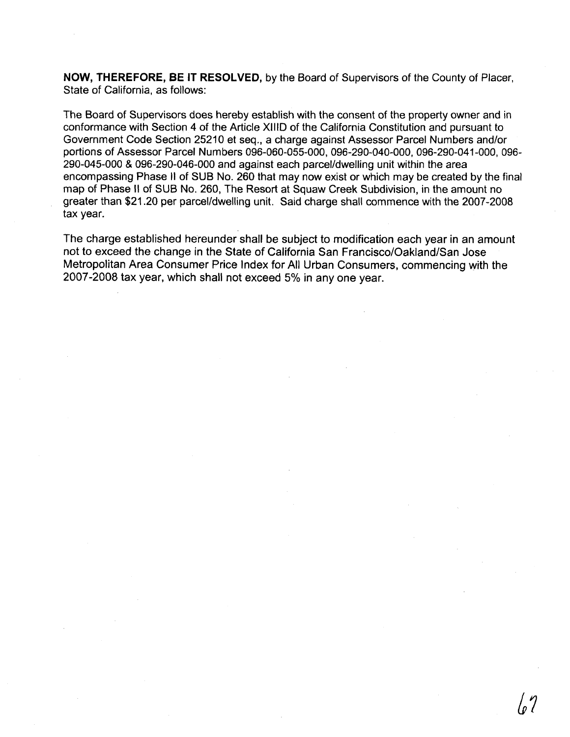**NOW, THEREFORE, BE IT RESOLVED,** by the Board of Supervisors of the County of Placer, State of California, as follows:

The Board of Supervisors does hereby establish with the consent of the property owner and in conformance with Section 4 of the Article XIIID of the California Constitution and pursuant to Government Code Section 25210 et seq., a charge against Assessor Parcel Numbers and/or portions of Assessor Parcel Numbers 096-060-055-000, 096-290-040-000, 096-290-041-000, 096-290-045-000 & 096-290-046-000 and against each parcel/dwelling unit within the area encompassing Phase II of SUB No. 260 that may now exist or which may be created by the final map of Phase II of SUB No. 260, The Resort at Squaw Creek Subdivision, in the amount no greater than $21.20 per parcel/dwelling unit. Said charge shall commence with the 2007-2008 tax year.

The charge established hereunder shall be subject to modification each year in an amount not to exceed the change in the State of California San Francisco/Oakland/San Jose Metropolitan Area Consumer Price Index for All Urban Consumers, commencing with the 2007-2008 tax year, which shall not exceed 5% in any one year.